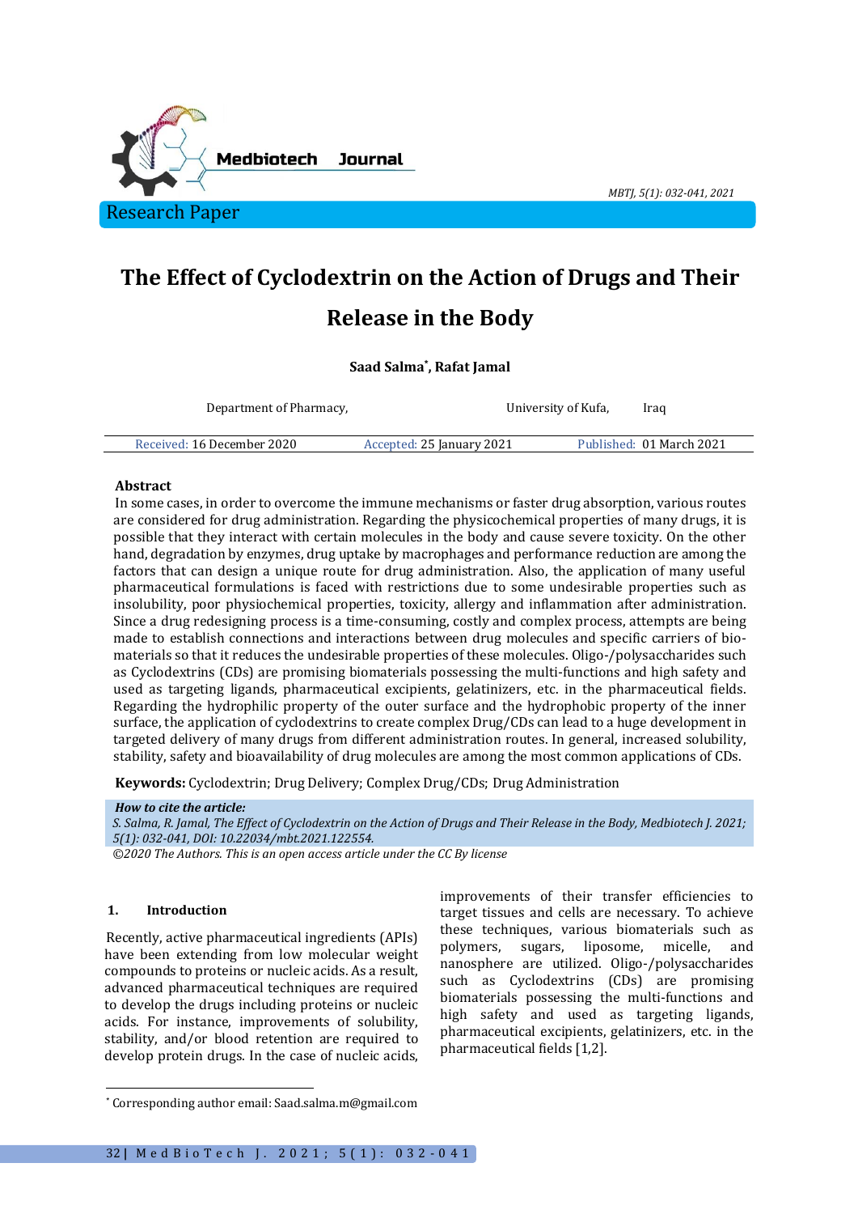Research Paper

# The Effect of Cyclodextrin on the Action of Drugs and Their Release in the Body

**Saad Salma*, Rafat Jamal**

Department of Pharmacy, University of Kufa, Iraq

Received: 16 December 2020 Accepted: 25 January 2021 Published: 01 March 2021

**Abstract**

In some cases, in order to overcome the immune mechanisms or faster drug absorption, various routes are considered for drug administration. Regarding the physicochemical properties of many drugs, it is possible that they interact with certain molecules in the body and cause severe toxicity. On the other hand, degradation by enzymes, drug uptake by macrophages and performance reduction are among the factors that can design a unique route for drug administration. Also, the application of many useful pharmaceutical formulations is faced with restrictions due to some undesirable properties such as insolubility, poor physiochemical properties, toxicity, allergy and inflammation after administration. Since a drug redesigning process is a time-consuming, costly and complex process, attempts are being made to establish connections and interactions between drug molecules and specific carriers of bio-materials so that it reduces the undesirable properties of these molecules. Oligo-/polysaccharides such as Cyclodextrins (CDs) are promising biomaterials possessing the multi-functions and high safety and used as targeting ligands, pharmaceutical excipients, gelatinizers, etc. in the pharmaceutical fields. Regarding the hydrophilic property of the outer surface and the hydrophobic property of the inner surface, the application of cyclodextrins to create complex Drug/CDs can lead to a huge development in targeted delivery of many drugs from different administration routes. In general, increased solubility, stability, safety and bioavailability of drug molecules are among the most common applications of CDs.

**Keywords:** Cyclodextrin; Drug Delivery; Complex Drug/CDs; Drug Administration

***How to cite the article:***
*S. Salma, R. Jamal, The Effect of Cyclodextrin on the Action of Drugs and Their Release in the Body, Medbiotech J. 2021; 5(1): 032-041, DOI: 10.22034/mbt.2021.122554.*
*©2020 The Authors. This is an open access article under the CC By license*

## 1. Introduction

Recently, active pharmaceutical ingredients (APIs) have been extending from low molecular weight compounds to proteins or nucleic acids. As a result, advanced pharmaceutical techniques are required to develop the drugs including proteins or nucleic acids. For instance, improvements of solubility, stability, and/or blood retention are required to develop protein drugs. In the case of nucleic acids, improvements of their transfer efficiencies to target tissues and cells are necessary. To achieve these techniques, various biomaterials such as polymers, sugars, liposome, micelle, and nanosphere are utilized. Oligo-/polysaccharides such as Cyclodextrins (CDs) are promising biomaterials possessing the multi-functions and high safety and used as targeting ligands, pharmaceutical excipients, gelatinizers, etc. in the pharmaceutical fields [1,2].

* Corresponding author email: Saad.salma.m@gmail.com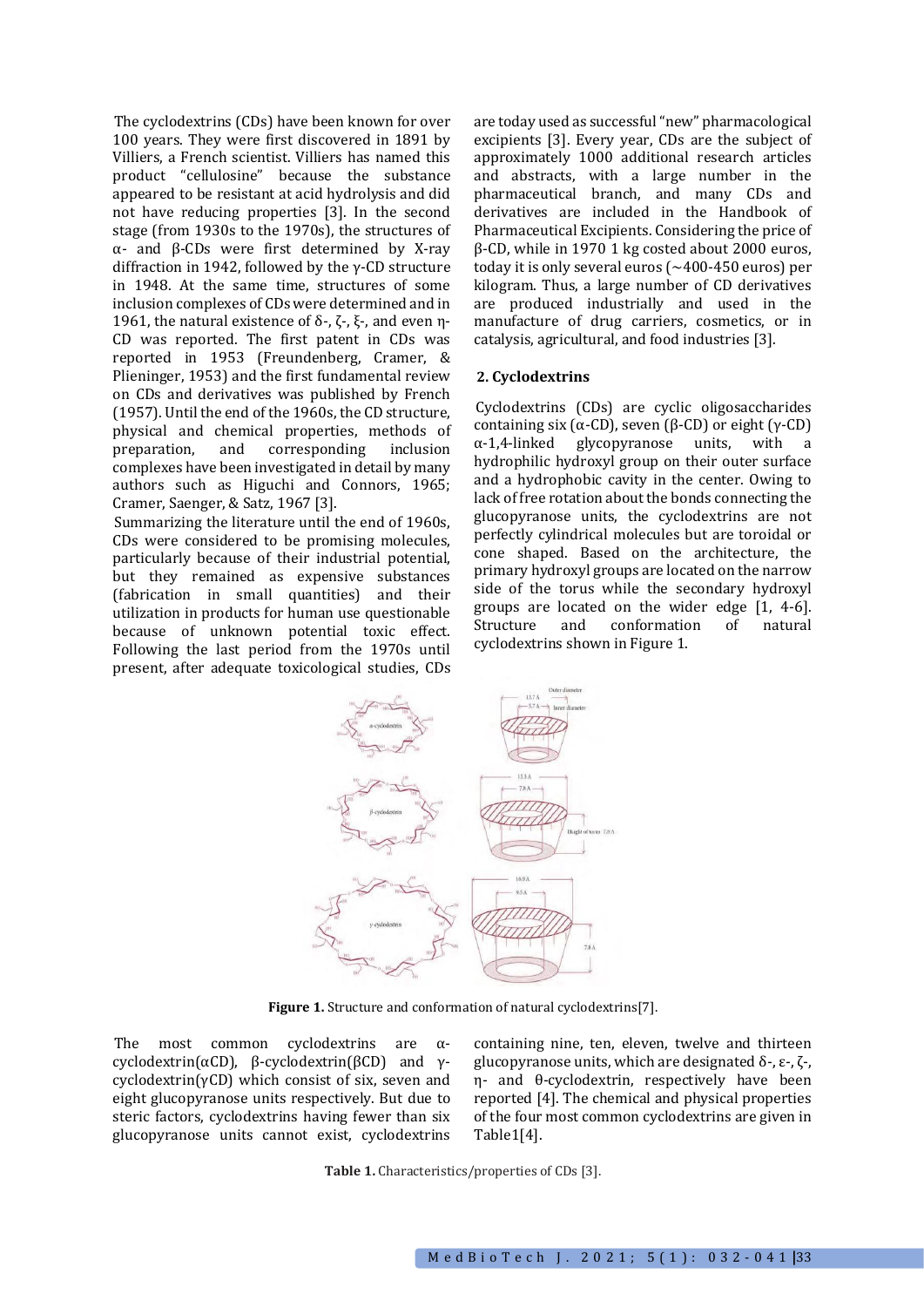The cyclodextrins (CDs) have been known for over 100 years. They were first discovered in 1891 by Villiers, a French scientist. Villiers has named this product "cellulosine" because the substance appeared to be resistant at acid hydrolysis and did not have reducing properties [3]. In the second stage (from 1930s to the 1970s), the structures of α- and β-CDs were first determined by X-ray diffraction in 1942, followed by the γ-CD structure in 1948. At the same time, structures of some inclusion complexes of CDs were determined and in 1961, the natural existence of δ-, ζ-, ξ-, and even η-CD was reported. The first patent in CDs was reported in 1953 (Freundenberg, Cramer, & Plieninger, 1953) and the first fundamental review on CDs and derivatives was published by French (1957). Until the end of the 1960s, the CD structure, physical and chemical properties, methods of preparation, and corresponding inclusion complexes have been investigated in detail by many authors such as Higuchi and Connors, 1965; Cramer, Saenger, & Satz, 1967 [3].

Summarizing the literature until the end of 1960s, CDs were considered to be promising molecules, particularly because of their industrial potential, but they remained as expensive substances (fabrication in small quantities) and their utilization in products for human use questionable because of unknown potential toxic effect. Following the last period from the 1970s until present, after adequate toxicological studies, CDs are today used as successful "new" pharmacological excipients [3]. Every year, CDs are the subject of approximately 1000 additional research articles and abstracts, with a large number in the pharmaceutical branch, and many CDs and derivatives are included in the Handbook of Pharmaceutical Excipients. Considering the price of β-CD, while in 1970 1 kg costed about 2000 euros, today it is only several euros (~400-450 euros) per kilogram. Thus, a large number of CD derivatives are produced industrially and used in the manufacture of drug carriers, cosmetics, or in catalysis, agricultural, and food industries [3].

## 2. Cyclodextrins

Cyclodextrins (CDs) are cyclic oligosaccharides containing six (α-CD), seven (β-CD) or eight (γ-CD) α-1,4-linked glycopyranose units, with a hydrophilic hydroxyl group on their outer surface and a hydrophobic cavity in the center. Owing to lack of free rotation about the bonds connecting the glucopyranose units, the cyclodextrins are not perfectly cylindrical molecules but are toroidal or cone shaped. Based on the architecture, the primary hydroxyl groups are located on the narrow side of the torus while the secondary hydroxyl groups are located on the wider edge [1, 4-6]. Structure and conformation of natural cyclodextrins shown in Figure 1.

**Figure 1.** Structure and conformation of natural cyclodextrins[7].

The most common cyclodextrins are α-cyclodextrin(αCD), β-cyclodextrin(βCD) and γ-cyclodextrin(γCD) which consist of six, seven and eight glucopyranose units respectively. But due to steric factors, cyclodextrins having fewer than six glucopyranose units cannot exist, cyclodextrins containing nine, ten, eleven, twelve and thirteen glucopyranose units, which are designated δ-, ε-, ζ-, η- and θ-cyclodextrin, respectively have been reported [4]. The chemical and physical properties of the four most common cyclodextrins are given in Table1[4].

**Table 1.** Characteristics/properties of CDs [3].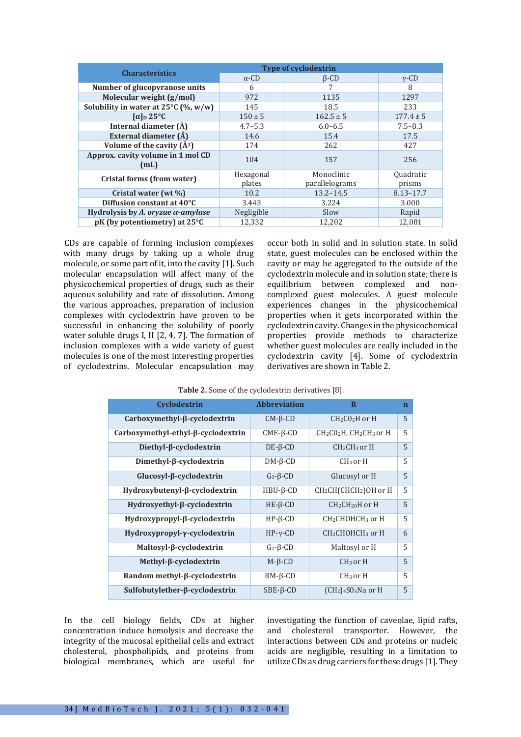| Characteristics | Type of cyclodextrin | | |
|---|---|---|---|
| | α-CD | β-CD | γ-CD |
| **Number of glucopyranose units** | 6 | 7 | 8 |
| **Molecular weight (g/mol)** | 972 | 1135 | 1297 |
| **Solubility in water at 25°C (%, w/w)** | 145 | 18.5 | 233 |
| **$[\alpha]_D$ 25°C** | 150 ± 5 | 162.5 ± 5 | 177.4 ± 5 |
| **Internal diameter (Å)** | 4.7–5.3 | 6.0–6.5 | 7.5–8.3 |
| **External diameter (Å)** | 14.6 | 15.4 | 17.5 |
| **Volume of the cavity (Å³)** | 174 | 262 | 427 |
| **Approx. cavity volume in 1 mol CD (mL)** | 104 | 157 | 256 |
| **Cristal forms (from water)** | Hexagonal plates | Monoclinic parallelograms | Quadratic prisms |
| **Cristal water (wt %)** | 10.2 | 13.2–14.5 | 8.13–17.7 |
| **Diffusion constant at 40°C** | 3.443 | 3.224 | 3.000 |
| **Hydrolysis by *A. oryzae α-amylase*** | Negligible | Slow | Rapid |
| **pK (by potentiometry) at 25°C** | 12,332 | 12,202 | 12,081 |

CDs are capable of forming inclusion complexes with many drugs by taking up a whole drug molecule, or some part of it, into the cavity [1]. Such molecular encapsulation will affect many of the physicochemical properties of drugs, such as their aqueous solubility and rate of dissolution. Among the various approaches, preparation of inclusion complexes with cyclodextrin have proven to be successful in enhancing the solubility of poorly water soluble drugs I, II [2, 4, 7]. The formation of inclusion complexes with a wide variety of guest molecules is one of the most interesting properties of cyclodextrins. Molecular encapsulation may occur both in solid and in solution state. In solid state, guest molecules can be enclosed within the cavity or may be aggregated to the outside of the cyclodextrin molecule and in solution state; there is equilibrium between complexed and non-complexed guest molecules. A guest molecule experiences changes in the physicochemical properties when it gets incorporated within the cyclodextrin cavity. Changes in the physicochemical properties provide methods to characterize whether guest molecules are really included in the cyclodextrin cavity [4]. Some of cyclodextrin derivatives are shown in Table 2.

**Table 2.** Some of the cyclodextrin derivatives [8].

| Cyclodextrin | Abbreviation | R | n |
|---|---|---|---|
| **Carboxymethyl-β-cyclodextrin** | CM-β-CD | $CH_2CO_2H$ or H | 5 |
| **Carboxymethyl-ethyl-β-cyclodextrin** | CME-β-CD | $CH_2CO_2H$, $CH_2CH_3$ or H | 5 |
| **Diethyl-β-cyclodextrin** | DE-β-CD | $CH_2CH_3$ or H | 5 |
| **Dimethyl-β-cyclodextrin** | DM-β-CD | $CH_3$ or H | 5 |
| **Glucosyl-β-cyclodextrin** | $G_1$-β-CD | Glucosyl or H | 5 |
| **Hydroxybutenyl-β-cyclodextrin** | HBU-β-CD | $CH_2CH(CHCH_2)OH$ or H | 5 |
| **Hydroxyethyl-β-cyclodextrin** | HE-β-CD | $CH_2CH_{2}0H$ or H | 5 |
| **Hydroxypropyl-β-cyclodextrin** | HP-β-CD | $CH_2CHOHCH_3$ or H | 5 |
| **Hydroxypropyl-γ-cyclodextrin** | HP-γ-CD | $CH_2CHOHCH_3$ or H | 6 |
| **Maltosyl-β-cyclodextrin** | $G_2$-β-CD | Maltosyl or H | 5 |
| **Methyl-β-cyclodextrin** | M-β-CD | $CH_3$ or H | 5 |
| **Random methyl-β-cyclodextrin** | RM-β-CD | $CH_3$ or H | 5 |
| **Sulfobutylether-β-cyclodextrin** | SBE-β-CD | $(CH_2)_4SO_3Na$ or H | 5 |

In the cell biology fields, CDs at higher concentration induce hemolysis and decrease the integrity of the mucosal epithelial cells and extract cholesterol, phospholipids, and proteins from biological membranes, which are useful for investigating the function of caveolae, lipid rafts, and cholesterol transporter. However, the interactions between CDs and proteins or nucleic acids are negligible, resulting in a limitation to utilize CDs as drug carriers for these drugs [1]. They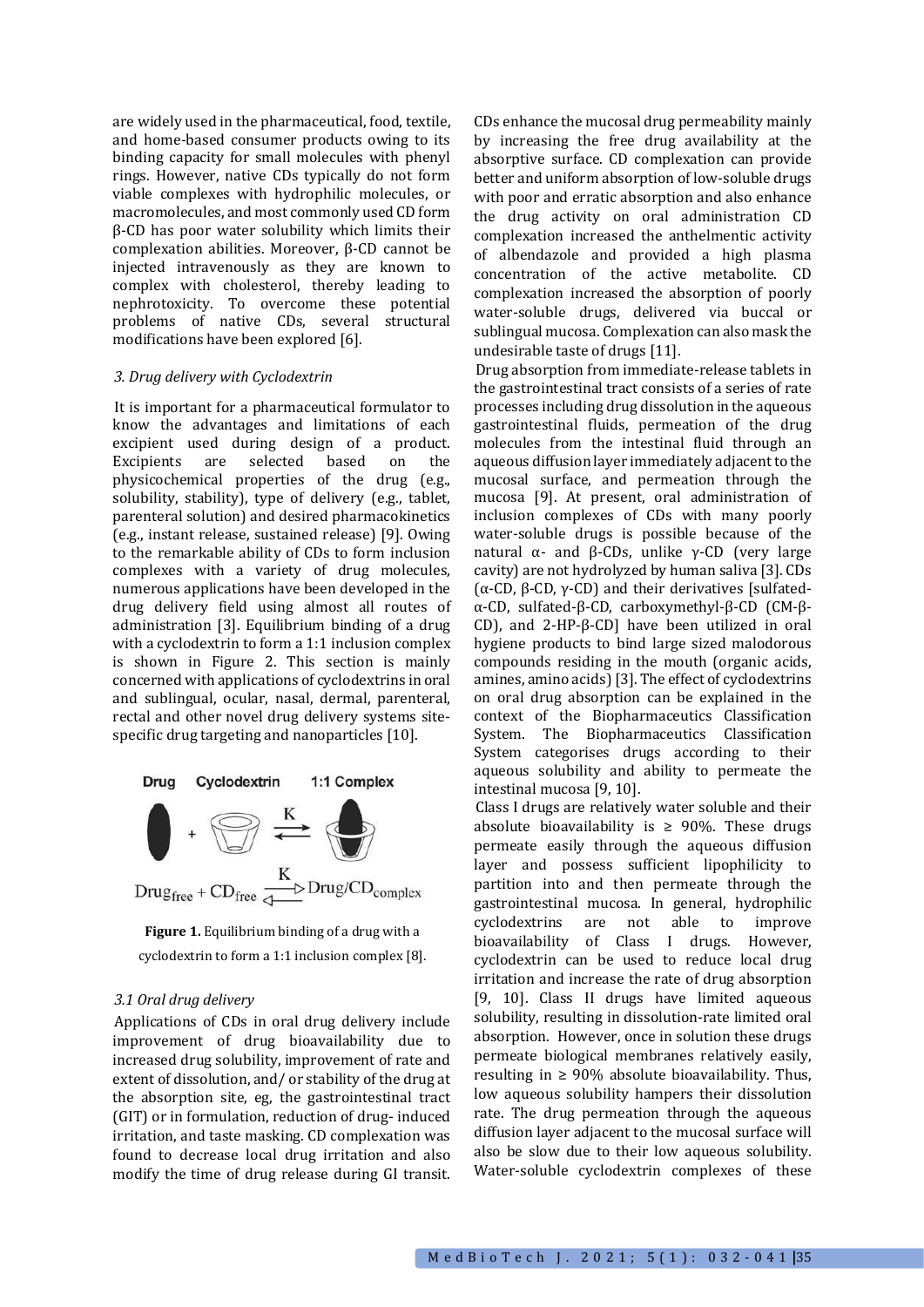are widely used in the pharmaceutical, food, textile, and home-based consumer products owing to its binding capacity for small molecules with phenyl rings. However, native CDs typically do not form viable complexes with hydrophilic molecules, or macromolecules, and most commonly used CD form β-CD has poor water solubility which limits their complexation abilities. Moreover, β-CD cannot be injected intravenously as they are known to complex with cholesterol, thereby leading to nephrotoxicity. To overcome these potential problems of native CDs, several structural modifications have been explored [6].

### *3. Drug delivery with Cyclodextrin*

It is important for a pharmaceutical formulator to know the advantages and limitations of each excipient used during design of a product. Excipients are selected based on the physicochemical properties of the drug (e.g., solubility, stability), type of delivery (e.g., tablet, parenteral solution) and desired pharmacokinetics (e.g., instant release, sustained release) [9]. Owing to the remarkable ability of CDs to form inclusion complexes with a variety of drug molecules, numerous applications have been developed in the drug delivery field using almost all routes of administration [3]. Equilibrium binding of a drug with a cyclodextrin to form a 1:1 inclusion complex is shown in Figure 2. This section is mainly concerned with applications of cyclodextrins in oral and sublingual, ocular, nasal, dermal, parenteral, rectal and other novel drug delivery systems site-specific drug targeting and nanoparticles [10].

Drug Cyclodextrin 1:1 Complex

$$Drug_{free} + CD_{free} \overset{K}{\rightleftharpoons} Drug/CD_{complex}$$

**Figure 1.** Equilibrium binding of a drug with a cyclodextrin to form a 1:1 inclusion complex [8].

### *3.1 Oral drug delivery*

Applications of CDs in oral drug delivery include improvement of drug bioavailability due to increased drug solubility, improvement of rate and extent of dissolution, and/ or stability of the drug at the absorption site, eg, the gastrointestinal tract (GIT) or in formulation, reduction of drug- induced irritation, and taste masking. CD complexation was found to decrease local drug irritation and also modify the time of drug release during GI transit. CDs enhance the mucosal drug permeability mainly by increasing the free drug availability at the absorptive surface. CD complexation can provide better and uniform absorption of low-soluble drugs with poor and erratic absorption and also enhance the drug activity on oral administration CD complexation increased the anthelmentic activity of albendazole and provided a high plasma concentration of the active metabolite. CD complexation increased the absorption of poorly water-soluble drugs, delivered via buccal or sublingual mucosa. Complexation can also mask the undesirable taste of drugs [11].

Drug absorption from immediate-release tablets in the gastrointestinal tract consists of a series of rate processes including drug dissolution in the aqueous gastrointestinal fluids, permeation of the drug molecules from the intestinal fluid through an aqueous diffusion layer immediately adjacent to the mucosal surface, and permeation through the mucosa [9]. At present, oral administration of inclusion complexes of CDs with many poorly water-soluble drugs is possible because of the natural α- and β-CDs, unlike γ-CD (very large cavity) are not hydrolyzed by human saliva [3]. CDs (α-CD, β-CD, γ-CD) and their derivatives [sulfated-α-CD, sulfated-β-CD, carboxymethyl-β-CD (CM-β-CD), and 2-HP-β-CD] have been utilized in oral hygiene products to bind large sized malodorous compounds residing in the mouth (organic acids, amines, amino acids) [3]. The effect of cyclodextrins on oral drug absorption can be explained in the context of the Biopharmaceutics Classification System. The Biopharmaceutics Classification System categorises drugs according to their aqueous solubility and ability to permeate the intestinal mucosa [9, 10].

Class I drugs are relatively water soluble and their absolute bioavailability is ≥ 90%. These drugs permeate easily through the aqueous diffusion layer and possess sufficient lipophilicity to partition into and then permeate through the gastrointestinal mucosa. In general, hydrophilic cyclodextrins are not able to improve bioavailability of Class I drugs. However, cyclodextrin can be used to reduce local drug irritation and increase the rate of drug absorption [9, 10]. Class II drugs have limited aqueous solubility, resulting in dissolution-rate limited oral absorption. However, once in solution these drugs permeate biological membranes relatively easily, resulting in ≥ 90% absolute bioavailability. Thus, low aqueous solubility hampers their dissolution rate. The drug permeation through the aqueous diffusion layer adjacent to the mucosal surface will also be slow due to their low aqueous solubility. Water-soluble cyclodextrin complexes of these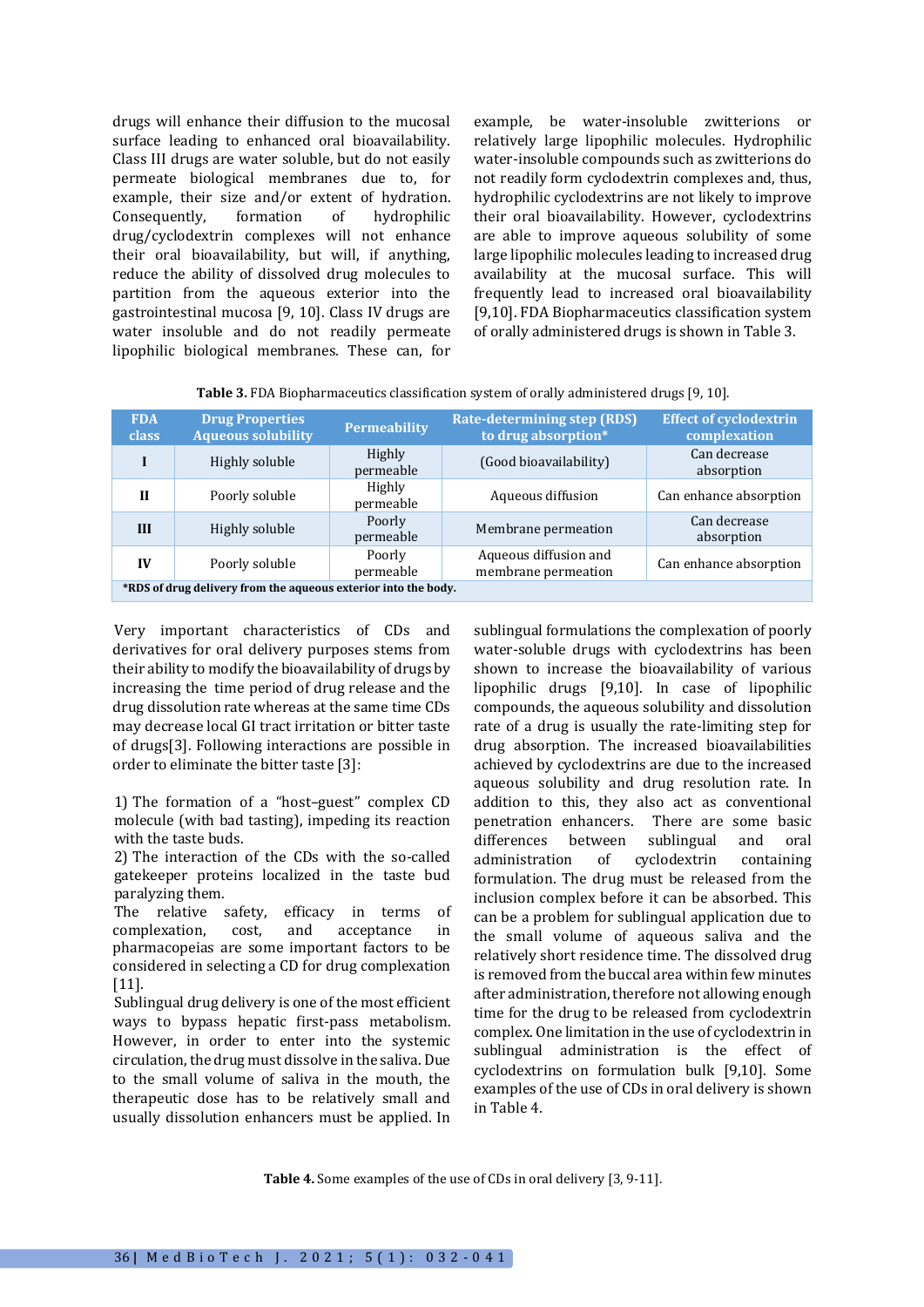drugs will enhance their diffusion to the mucosal surface leading to enhanced oral bioavailability. Class III drugs are water soluble, but do not easily permeate biological membranes due to, for example, their size and/or extent of hydration. Consequently, formation of hydrophilic drug/cyclodextrin complexes will not enhance their oral bioavailability, but will, if anything, reduce the ability of dissolved drug molecules to partition from the aqueous exterior into the gastrointestinal mucosa [9, 10]. Class IV drugs are water insoluble and do not readily permeate lipophilic biological membranes. These can, for example, be water-insoluble zwitterions or relatively large lipophilic molecules. Hydrophilic water-insoluble compounds such as zwitterions do not readily form cyclodextrin complexes and, thus, hydrophilic cyclodextrins are not likely to improve their oral bioavailability. However, cyclodextrins are able to improve aqueous solubility of some large lipophilic molecules leading to increased drug availability at the mucosal surface. This will frequently lead to increased oral bioavailability [9,10]. FDA Biopharmaceutics classification system of orally administered drugs is shown in Table 3.

**Table 3.** FDA Biopharmaceutics classification system of orally administered drugs [9, 10].

| FDA class | Drug Properties Aqueous solubility | Permeability | Rate-determining step (RDS) to drug absorption* | Effect of cyclodextrin complexation |
|---|---|---|---|---|
| **I** | Highly soluble | Highly permeable | (Good bioavailability) | Can decrease absorption |
| **II** | Poorly soluble | Highly permeable | Aqueous diffusion | Can enhance absorption |
| **III** | Highly soluble | Poorly permeable | Membrane permeation | Can decrease absorption |
| **IV** | Poorly soluble | Poorly permeable | Aqueous diffusion and membrane permeation | Can enhance absorption |

**\*RDS of drug delivery from the aqueous exterior into the body.**

Very important characteristics of CDs and derivatives for oral delivery purposes stems from their ability to modify the bioavailability of drugs by increasing the time period of drug release and the drug dissolution rate whereas at the same time CDs may decrease local GI tract irritation or bitter taste of drugs[3]. Following interactions are possible in order to eliminate the bitter taste [3]:

1) The formation of a "host–guest" complex CD molecule (with bad tasting), impeding its reaction with the taste buds.
2) The interaction of the CDs with the so-called gatekeeper proteins localized in the taste bud paralyzing them.

The relative safety, efficacy in terms of complexation, cost, and acceptance in pharmacopeias are some important factors to be considered in selecting a CD for drug complexation [11].

Sublingual drug delivery is one of the most efficient ways to bypass hepatic first-pass metabolism. However, in order to enter into the systemic circulation, the drug must dissolve in the saliva. Due to the small volume of saliva in the mouth, the therapeutic dose has to be relatively small and usually dissolution enhancers must be applied. In sublingual formulations the complexation of poorly water-soluble drugs with cyclodextrins has been shown to increase the bioavailability of various lipophilic drugs [9,10]. In case of lipophilic compounds, the aqueous solubility and dissolution rate of a drug is usually the rate-limiting step for drug absorption. The increased bioavailabilities achieved by cyclodextrins are due to the increased aqueous solubility and drug resolution rate. In addition to this, they also act as conventional penetration enhancers. There are some basic differences between sublingual and oral administration of cyclodextrin containing formulation. The drug must be released from the inclusion complex before it can be absorbed. This can be a problem for sublingual application due to the small volume of aqueous saliva and the relatively short residence time. The dissolved drug is removed from the buccal area within few minutes after administration, therefore not allowing enough time for the drug to be released from cyclodextrin complex. One limitation in the use of cyclodextrin in sublingual administration is the effect of cyclodextrins on formulation bulk [9,10]. Some examples of the use of CDs in oral delivery is shown in Table 4.

**Table 4.** Some examples of the use of CDs in oral delivery [3, 9-11].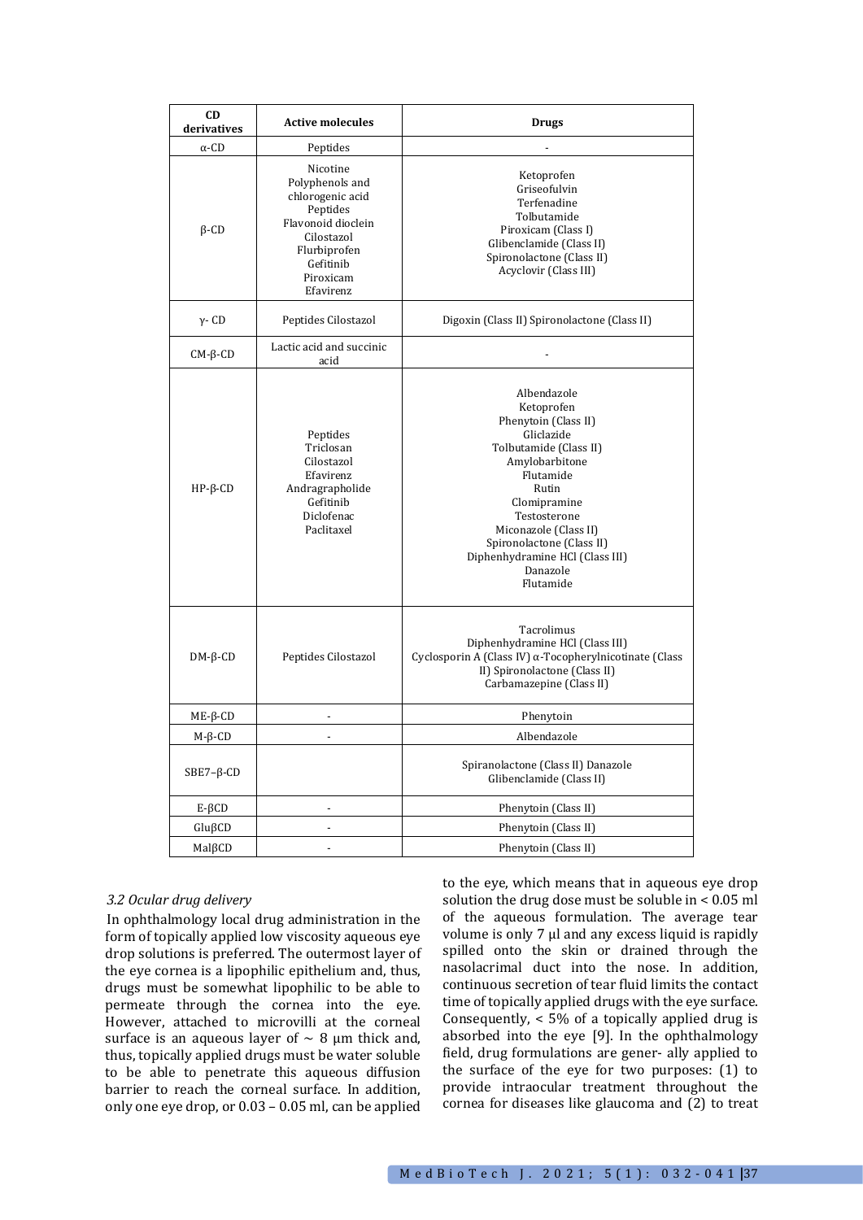| CD derivatives | Active molecules | Drugs |
|---|---|---|
| α-CD | Peptides | - |
| β-CD | Nicotine<br>Polyphenols and chlorogenic acid<br>Peptides<br>Flavonoid dioclein<br>Cilostazol<br>Flurbiprofen<br>Gefitinib<br>Piroxicam<br>Efavirenz | Ketoprofen<br>Griseofulvin<br>Terfenadine<br>Tolbutamide<br>Piroxicam (Class I)<br>Glibenclamide (Class II)<br>Spironolactone (Class II)<br>Acyclovir (Class III) |
| γ- CD | Peptides Cilostazol | Digoxin (Class II) Spironolactone (Class II) |
| CM-β-CD | Lactic acid and succinic acid | - |
| HP-β-CD | Peptides<br>Triclosan<br>Cilostazol<br>Efavirenz<br>Andragrapholide<br>Gefitinib<br>Diclofenac<br>Paclitaxel | Albendazole<br>Ketoprofen<br>Phenytoin (Class II)<br>Gliclazide<br>Tolbutamide (Class II)<br>Amylobarbitone<br>Flutamide<br>Rutin<br>Clomipramine<br>Testosterone<br>Miconazole (Class II)<br>Spironolactone (Class II)<br>Diphenhydramine HCl (Class III)<br>Danazole<br>Flutamide |
| DM-β-CD | Peptides Cilostazol | Tacrolimus<br>Diphenhydramine HCl (Class III)<br>Cyclosporin A (Class IV) α-Tocopherylnicotinate (Class II) Spironolactone (Class II)<br>Carbamazepine (Class II) |
| ME-β-CD | - | Phenytoin |
| M-β-CD | - | Albendazole |
| SBE7–β-CD | | Spiranolactone (Class II) Danazole<br>Glibenclamide (Class II) |
| E-βCD | - | Phenytoin (Class II) |
| GluβCD | - | Phenytoin (Class II) |
| MalβCD | - | Phenytoin (Class II) |

### *3.2 Ocular drug delivery*

In ophthalmology local drug administration in the form of topically applied low viscosity aqueous eye drop solutions is preferred. The outermost layer of the eye cornea is a lipophilic epithelium and, thus, drugs must be somewhat lipophilic to be able to permeate through the cornea into the eye. However, attached to microvilli at the corneal surface is an aqueous layer of ~ 8 µm thick and, thus, topically applied drugs must be water soluble to be able to penetrate this aqueous diffusion barrier to reach the corneal surface. In addition, only one eye drop, or 0.03 – 0.05 ml, can be applied to the eye, which means that in aqueous eye drop solution the drug dose must be soluble in < 0.05 ml of the aqueous formulation. The average tear volume is only 7 µl and any excess liquid is rapidly spilled onto the skin or drained through the nasolacrimal duct into the nose. In addition, continuous secretion of tear fluid limits the contact time of topically applied drugs with the eye surface. Consequently, < 5% of a topically applied drug is absorbed into the eye [9]. In the ophthalmology field, drug formulations are gener- ally applied to the surface of the eye for two purposes: (1) to provide intraocular treatment throughout the cornea for diseases like glaucoma and (2) to treat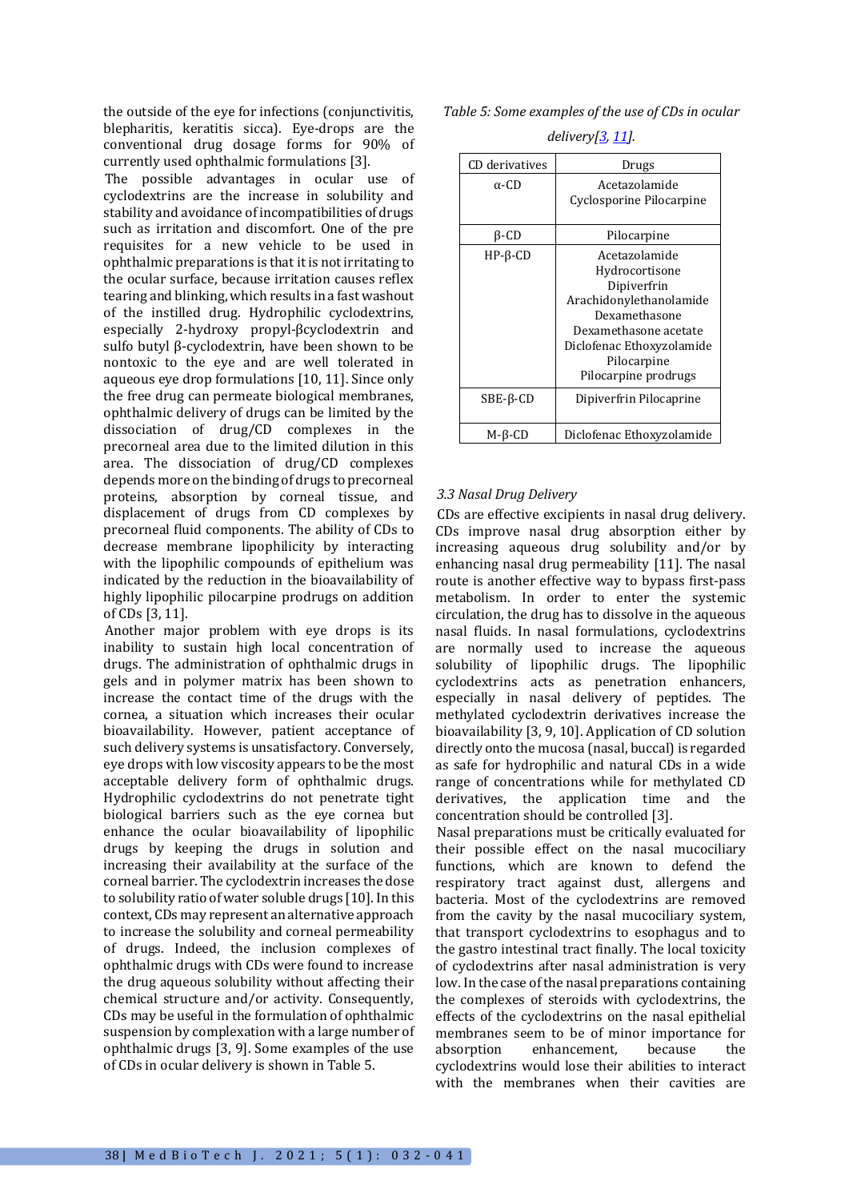the outside of the eye for infections (conjunctivitis, blepharitis, keratitis sicca). Eye-drops are the conventional drug dosage forms for 90% of currently used ophthalmic formulations [3].

The possible advantages in ocular use of cyclodextrins are the increase in solubility and stability and avoidance of incompatibilities of drugs such as irritation and discomfort. One of the pre requisites for a new vehicle to be used in ophthalmic preparations is that it is not irritating to the ocular surface, because irritation causes reflex tearing and blinking, which results in a fast washout of the instilled drug. Hydrophilic cyclodextrins, especially 2-hydroxy propyl-βcyclodextrin and sulfo butyl β-cyclodextrin, have been shown to be nontoxic to the eye and are well tolerated in aqueous eye drop formulations [10, 11]. Since only the free drug can permeate biological membranes, ophthalmic delivery of drugs can be limited by the dissociation of drug/CD complexes in the precorneal area due to the limited dilution in this area. The dissociation of drug/CD complexes depends more on the binding of drugs to precorneal proteins, absorption by corneal tissue, and displacement of drugs from CD complexes by precorneal fluid components. The ability of CDs to decrease membrane lipophilicity by interacting with the lipophilic compounds of epithelium was indicated by the reduction in the bioavailability of highly lipophilic pilocarpine prodrugs on addition of CDs [3, 11].

Another major problem with eye drops is its inability to sustain high local concentration of drugs. The administration of ophthalmic drugs in gels and in polymer matrix has been shown to increase the contact time of the drugs with the cornea, a situation which increases their ocular bioavailability. However, patient acceptance of such delivery systems is unsatisfactory. Conversely, eye drops with low viscosity appears to be the most acceptable delivery form of ophthalmic drugs. Hydrophilic cyclodextrins do not penetrate tight biological barriers such as the eye cornea but enhance the ocular bioavailability of lipophilic drugs by keeping the drugs in solution and increasing their availability at the surface of the corneal barrier. The cyclodextrin increases the dose to solubility ratio of water soluble drugs [10]. In this context, CDs may represent an alternative approach to increase the solubility and corneal permeability of drugs. Indeed, the inclusion complexes of ophthalmic drugs with CDs were found to increase the drug aqueous solubility without affecting their chemical structure and/or activity. Consequently, CDs may be useful in the formulation of ophthalmic suspension by complexation with a large number of ophthalmic drugs [3, 9]. Some examples of the use of CDs in ocular delivery is shown in Table 5.

*Table 5: Some examples of the use of CDs in ocular delivery[3, 11].*

| CD derivatives | Drugs |
|---|---|
| α-CD | Acetazolamide<br>Cyclosporine Pilocarpine |
| β-CD | Pilocarpine |
| HP-β-CD | Acetazolamide<br>Hydrocortisone<br>Dipiverfrin<br>Arachidonylethanolamide<br>Dexamethasone<br>Dexamethasone acetate<br>Diclofenac Ethoxyzolamide<br>Pilocarpine<br>Pilocarpine prodrugs |
| SBE-β-CD | Dipiverfrin Pilocaprine |
| M-β-CD | Diclofenac Ethoxyzolamide |

### *3.3 Nasal Drug Delivery*

CDs are effective excipients in nasal drug delivery. CDs improve nasal drug absorption either by increasing aqueous drug solubility and/or by enhancing nasal drug permeability [11]. The nasal route is another effective way to bypass first-pass metabolism. In order to enter the systemic circulation, the drug has to dissolve in the aqueous nasal fluids. In nasal formulations, cyclodextrins are normally used to increase the aqueous solubility of lipophilic drugs. The lipophilic cyclodextrins acts as penetration enhancers, especially in nasal delivery of peptides. The methylated cyclodextrin derivatives increase the bioavailability [3, 9, 10]. Application of CD solution directly onto the mucosa (nasal, buccal) is regarded as safe for hydrophilic and natural CDs in a wide range of concentrations while for methylated CD derivatives, the application time and the concentration should be controlled [3].

Nasal preparations must be critically evaluated for their possible effect on the nasal mucociliary functions, which are known to defend the respiratory tract against dust, allergens and bacteria. Most of the cyclodextrins are removed from the cavity by the nasal mucociliary system, that transport cyclodextrins to esophagus and to the gastro intestinal tract finally. The local toxicity of cyclodextrins after nasal administration is very low. In the case of the nasal preparations containing the complexes of steroids with cyclodextrins, the effects of the cyclodextrins on the nasal epithelial membranes seem to be of minor importance for absorption enhancement, because the cyclodextrins would lose their abilities to interact with the membranes when their cavities are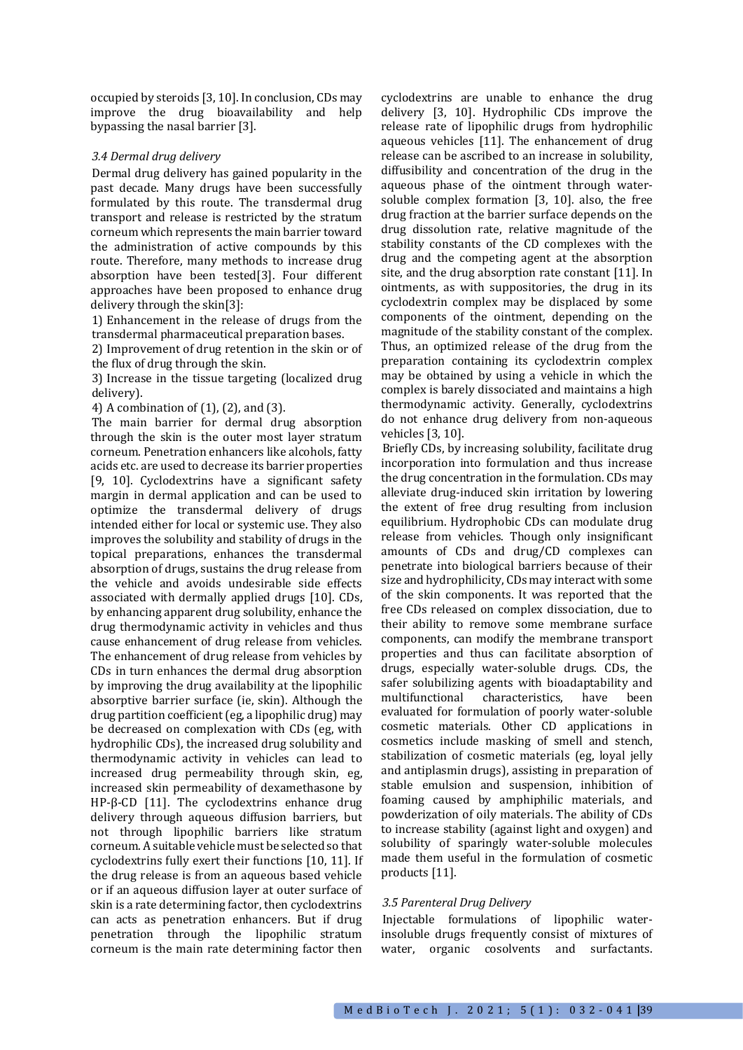occupied by steroids [3, 10]. In conclusion, CDs may improve the drug bioavailability and help bypassing the nasal barrier [3].

### *3.4 Dermal drug delivery*

Dermal drug delivery has gained popularity in the past decade. Many drugs have been successfully formulated by this route. The transdermal drug transport and release is restricted by the stratum corneum which represents the main barrier toward the administration of active compounds by this route. Therefore, many methods to increase drug absorption have been tested[3]. Four different approaches have been proposed to enhance drug delivery through the skin[3]:

1) Enhancement in the release of drugs from the transdermal pharmaceutical preparation bases.
2) Improvement of drug retention in the skin or of the flux of drug through the skin.
3) Increase in the tissue targeting (localized drug delivery).
4) A combination of (1), (2), and (3).

The main barrier for dermal drug absorption through the skin is the outer most layer stratum corneum. Penetration enhancers like alcohols, fatty acids etc. are used to decrease its barrier properties [9, 10]. Cyclodextrins have a significant safety margin in dermal application and can be used to optimize the transdermal delivery of drugs intended either for local or systemic use. They also improves the solubility and stability of drugs in the topical preparations, enhances the transdermal absorption of drugs, sustains the drug release from the vehicle and avoids undesirable side effects associated with dermally applied drugs [10]. CDs, by enhancing apparent drug solubility, enhance the drug thermodynamic activity in vehicles and thus cause enhancement of drug release from vehicles. The enhancement of drug release from vehicles by CDs in turn enhances the dermal drug absorption by improving the drug availability at the lipophilic absorptive barrier surface (ie, skin). Although the drug partition coefficient (eg, a lipophilic drug) may be decreased on complexation with CDs (eg, with hydrophilic CDs), the increased drug solubility and thermodynamic activity in vehicles can lead to increased drug permeability through skin, eg, increased skin permeability of dexamethasone by HP-β-CD [11]. The cyclodextrins enhance drug delivery through aqueous diffusion barriers, but not through lipophilic barriers like stratum corneum. A suitable vehicle must be selected so that cyclodextrins fully exert their functions [10, 11]. If the drug release is from an aqueous based vehicle or if an aqueous diffusion layer at outer surface of skin is a rate determining factor, then cyclodextrins can acts as penetration enhancers. But if drug penetration through the lipophilic stratum corneum is the main rate determining factor then cyclodextrins are unable to enhance the drug delivery [3, 10]. Hydrophilic CDs improve the release rate of lipophilic drugs from hydrophilic aqueous vehicles [11]. The enhancement of drug release can be ascribed to an increase in solubility, diffusibility and concentration of the drug in the aqueous phase of the ointment through water-soluble complex formation [3, 10]. also, the free drug fraction at the barrier surface depends on the drug dissolution rate, relative magnitude of the stability constants of the CD complexes with the drug and the competing agent at the absorption site, and the drug absorption rate constant [11]. In ointments, as with suppositories, the drug in its cyclodextrin complex may be displaced by some components of the ointment, depending on the magnitude of the stability constant of the complex. Thus, an optimized release of the drug from the preparation containing its cyclodextrin complex may be obtained by using a vehicle in which the complex is barely dissociated and maintains a high thermodynamic activity. Generally, cyclodextrins do not enhance drug delivery from non-aqueous vehicles [3, 10].

Briefly CDs, by increasing solubility, facilitate drug incorporation into formulation and thus increase the drug concentration in the formulation. CDs may alleviate drug-induced skin irritation by lowering the extent of free drug resulting from inclusion equilibrium. Hydrophobic CDs can modulate drug release from vehicles. Though only insignificant amounts of CDs and drug/CD complexes can penetrate into biological barriers because of their size and hydrophilicity, CDs may interact with some of the skin components. It was reported that the free CDs released on complex dissociation, due to their ability to remove some membrane surface components, can modify the membrane transport properties and thus can facilitate absorption of drugs, especially water-soluble drugs. CDs, the safer solubilizing agents with bioadaptability and multifunctional characteristics, have been evaluated for formulation of poorly water-soluble cosmetic materials. Other CD applications in cosmetics include masking of smell and stench, stabilization of cosmetic materials (eg, loyal jelly and antiplasmin drugs), assisting in preparation of stable emulsion and suspension, inhibition of foaming caused by amphiphilic materials, and powderization of oily materials. The ability of CDs to increase stability (against light and oxygen) and solubility of sparingly water-soluble molecules made them useful in the formulation of cosmetic products [11].

### *3.5 Parenteral Drug Delivery*

Injectable formulations of lipophilic water-insoluble drugs frequently consist of mixtures of water, organic cosolvents and surfactants.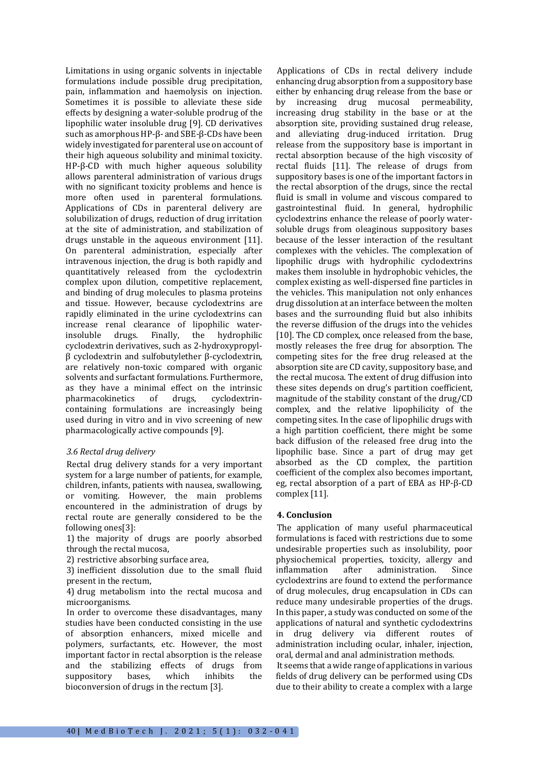Limitations in using organic solvents in injectable formulations include possible drug precipitation, pain, inflammation and haemolysis on injection. Sometimes it is possible to alleviate these side effects by designing a water-soluble prodrug of the lipophilic water insoluble drug [9]. CD derivatives such as amorphous HP-β- and SBE-β-CDs have been widely investigated for parenteral use on account of their high aqueous solubility and minimal toxicity. HP-β-CD with much higher aqueous solubility allows parenteral administration of various drugs with no significant toxicity problems and hence is more often used in parenteral formulations. Applications of CDs in parenteral delivery are solubilization of drugs, reduction of drug irritation at the site of administration, and stabilization of drugs unstable in the aqueous environment [11]. On parenteral administration, especially after intravenous injection, the drug is both rapidly and quantitatively released from the cyclodextrin complex upon dilution, competitive replacement, and binding of drug molecules to plasma proteins and tissue. However, because cyclodextrins are rapidly eliminated in the urine cyclodextrins can increase renal clearance of lipophilic water-insoluble drugs. Finally, the hydrophilic cyclodextrin derivatives, such as 2-hydroxypropyl-β cyclodextrin and sulfobutylether β-cyclodextrin, are relatively non-toxic compared with organic solvents and surfactant formulations. Furthermore, as they have a minimal effect on the intrinsic pharmacokinetics of drugs, cyclodextrin-containing formulations are increasingly being used during in vitro and in vivo screening of new pharmacologically active compounds [9].

### *3.6 Rectal drug delivery*

Rectal drug delivery stands for a very important system for a large number of patients, for example, children, infants, patients with nausea, swallowing, or vomiting. However, the main problems encountered in the administration of drugs by rectal route are generally considered to be the following ones[3]:

1) the majority of drugs are poorly absorbed through the rectal mucosa,
2) restrictive absorbing surface area,
3) inefficient dissolution due to the small fluid present in the rectum,
4) drug metabolism into the rectal mucosa and microorganisms.

In order to overcome these disadvantages, many studies have been conducted consisting in the use of absorption enhancers, mixed micelle and polymers, surfactants, etc. However, the most important factor in rectal absorption is the release and the stabilizing effects of drugs from suppository bases, which inhibits the bioconversion of drugs in the rectum [3].

Applications of CDs in rectal delivery include enhancing drug absorption from a suppository base either by enhancing drug release from the base or by increasing drug mucosal permeability, increasing drug stability in the base or at the absorption site, providing sustained drug release, and alleviating drug-induced irritation. Drug release from the suppository base is important in rectal absorption because of the high viscosity of rectal fluids [11]. The release of drugs from suppository bases is one of the important factors in the rectal absorption of the drugs, since the rectal fluid is small in volume and viscous compared to gastrointestinal fluid. In general, hydrophilic cyclodextrins enhance the release of poorly water-soluble drugs from oleaginous suppository bases because of the lesser interaction of the resultant complexes with the vehicles. The complexation of lipophilic drugs with hydrophilic cyclodextrins makes them insoluble in hydrophobic vehicles, the complex existing as well-dispersed fine particles in the vehicles. This manipulation not only enhances drug dissolution at an interface between the molten bases and the surrounding fluid but also inhibits the reverse diffusion of the drugs into the vehicles [10]. The CD complex, once released from the base, mostly releases the free drug for absorption. The competing sites for the free drug released at the absorption site are CD cavity, suppository base, and the rectal mucosa. The extent of drug diffusion into these sites depends on drug's partition coefficient, magnitude of the stability constant of the drug/CD complex, and the relative lipophilicity of the competing sites. In the case of lipophilic drugs with a high partition coefficient, there might be some back diffusion of the released free drug into the lipophilic base. Since a part of drug may get absorbed as the CD complex, the partition coefficient of the complex also becomes important, eg, rectal absorption of a part of EBA as HP-β-CD complex [11].

## 4. Conclusion

The application of many useful pharmaceutical formulations is faced with restrictions due to some undesirable properties such as insolubility, poor physiochemical properties, toxicity, allergy and inflammation after administration. Since cyclodextrins are found to extend the performance of drug molecules, drug encapsulation in CDs can reduce many undesirable properties of the drugs. In this paper, a study was conducted on some of the applications of natural and synthetic cyclodextrins in drug delivery via different routes of administration including ocular, inhaler, injection, oral, dermal and anal administration methods.

It seems that a wide range of applications in various fields of drug delivery can be performed using CDs due to their ability to create a complex with a large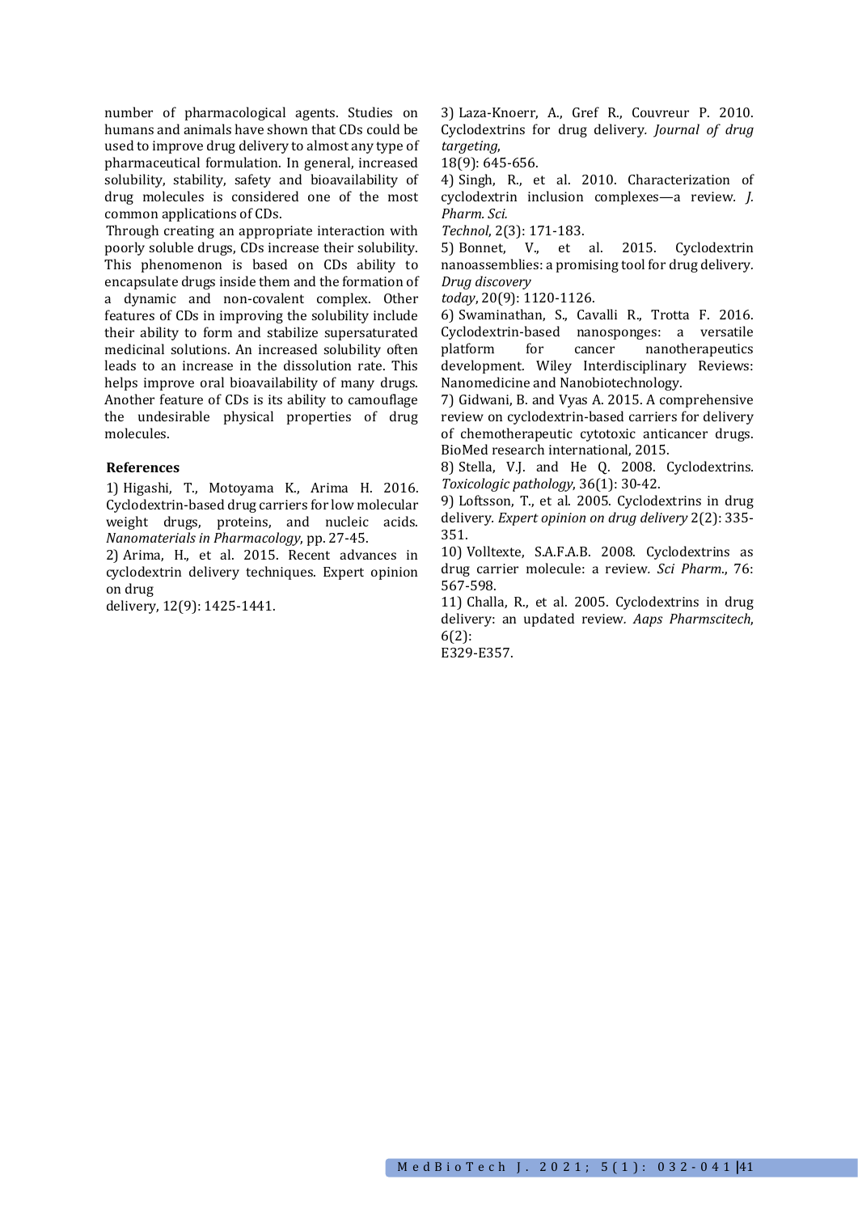number of pharmacological agents. Studies on humans and animals have shown that CDs could be used to improve drug delivery to almost any type of pharmaceutical formulation. In general, increased solubility, stability, safety and bioavailability of drug molecules is considered one of the most common applications of CDs.

Through creating an appropriate interaction with poorly soluble drugs, CDs increase their solubility. This phenomenon is based on CDs ability to encapsulate drugs inside them and the formation of a dynamic and non-covalent complex. Other features of CDs in improving the solubility include their ability to form and stabilize supersaturated medicinal solutions. An increased solubility often leads to an increase in the dissolution rate. This helps improve oral bioavailability of many drugs. Another feature of CDs is its ability to camouflage the undesirable physical properties of drug molecules.

## References

1) Higashi, T., Motoyama K., Arima H. 2016. Cyclodextrin-based drug carriers for low molecular weight drugs, proteins, and nucleic acids. *Nanomaterials in Pharmacology*, pp. 27-45.

2) Arima, H., et al. 2015. Recent advances in cyclodextrin delivery techniques. Expert opinion on drug delivery, 12(9): 1425-1441.

3) Laza-Knoerr, A., Gref R., Couvreur P. 2010. Cyclodextrins for drug delivery. *Journal of drug targeting*, 18(9): 645-656.

4) Singh, R., et al. 2010. Characterization of cyclodextrin inclusion complexes—a review. *J. Pharm. Sci. Technol*, 2(3): 171-183.

5) Bonnet, V., et al. 2015. Cyclodextrin nanoassemblies: a promising tool for drug delivery. *Drug discovery today*, 20(9): 1120-1126.

6) Swaminathan, S., Cavalli R., Trotta F. 2016. Cyclodextrin-based nanosponges: a versatile platform for cancer nanotherapeutics development. Wiley Interdisciplinary Reviews: Nanomedicine and Nanobiotechnology.

7) Gidwani, B. and Vyas A. 2015. A comprehensive review on cyclodextrin-based carriers for delivery of chemotherapeutic cytotoxic anticancer drugs. BioMed research international, 2015.

8) Stella, V.J. and He Q. 2008. Cyclodextrins. *Toxicologic pathology*, 36(1): 30-42.

9) Loftsson, T., et al. 2005. Cyclodextrins in drug delivery. *Expert opinion on drug delivery* 2(2): 335-351.

10) Volltexte, S.A.F.A.B. 2008. Cyclodextrins as drug carrier molecule: a review. *Sci Pharm.*, 76: 567-598.

11) Challa, R., et al. 2005. Cyclodextrins in drug delivery: an updated review. *Aaps Pharmscitech*, 6(2): E329-E357.